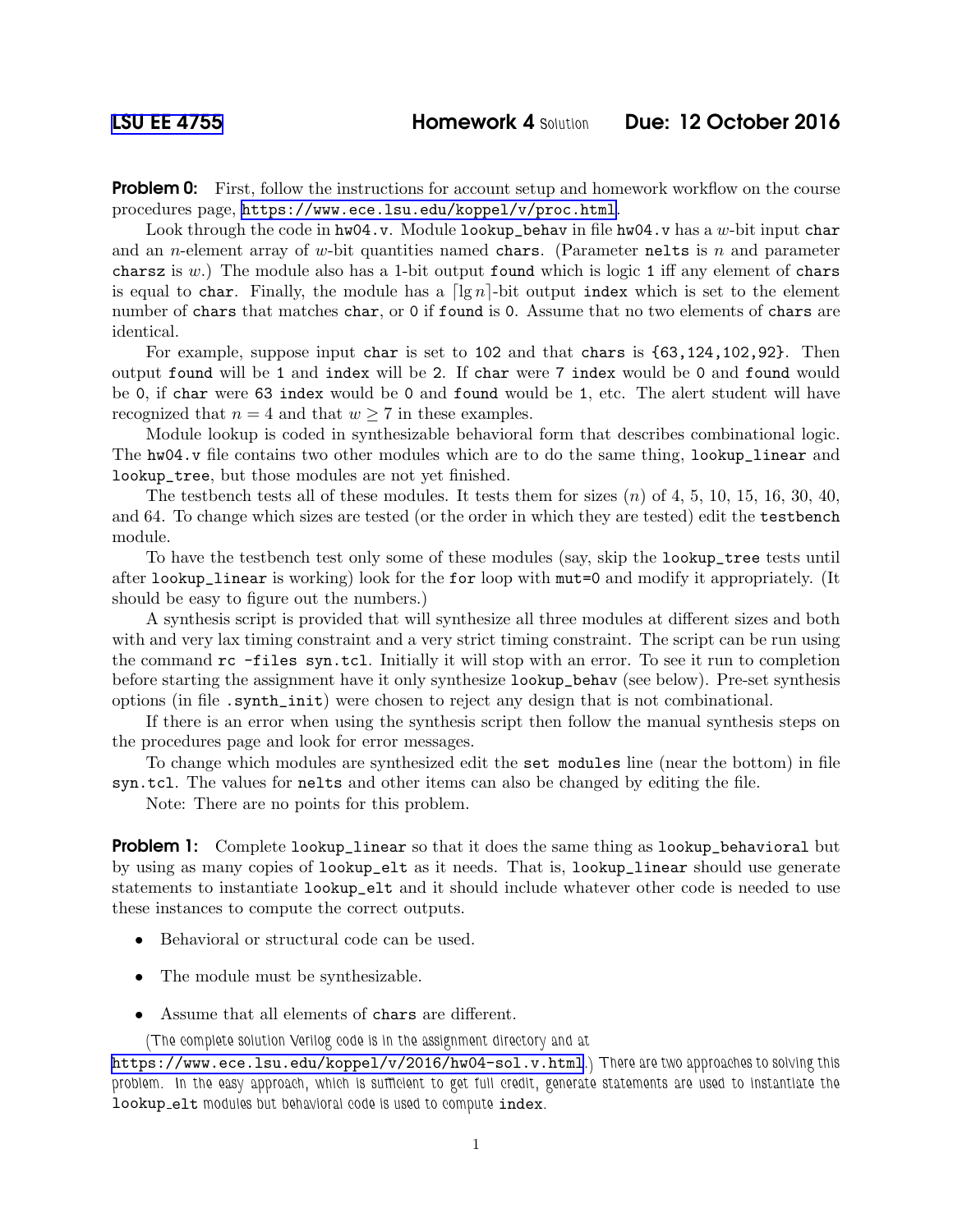# LSU EE 4755 Homework 4 Solution Due: 12 October 2016

**Problem 0:** First, follow the instructions for account setup and homework workflow on the course procedures page, https://www.ece.lsu.edu/koppel/v/proc.html.

Look through the code in `hw04.v`. Module `lookup_behav` in file `hw04.v` has a $w$-bit input `char` and an $n$-element array of $w$-bit quantities named `chars`. (Parameter `nelts` is $n$ and parameter `charsz` is $w$.) The module also has a 1-bit output `found` which is logic `1` iff any element of `chars` is equal to `char`. Finally, the module has a $\lceil \lg n \rceil$-bit output `index` which is set to the element number of `chars` that matches `char`, or `0` if `found` is `0`. Assume that no two elements of `chars` are identical.

For example, suppose input `char` is set to `102` and that `chars` is `{63,124,102,92}`. Then output `found` will be `1` and `index` will be `2`. If `char` were `7` `index` would be `0` and `found` would be `0`, if `char` were `63` `index` would be `0` and `found` would be `1`, etc. The alert student will have recognized that $n = 4$ and that $w \geq 7$ in these examples.

Module lookup is coded in synthesizable behavioral form that describes combinational logic. The `hw04.v` file contains two other modules which are to do the same thing, `lookup_linear` and `lookup_tree`, but those modules are not yet finished.

The testbench tests all of these modules. It tests them for sizes ($n$) of 4, 5, 10, 15, 16, 30, 40, and 64. To change which sizes are tested (or the order in which they are tested) edit the `testbench` module.

To have the testbench test only some of these modules (say, skip the `lookup_tree` tests until after `lookup_linear` is working) look for the `for` loop with `mut=0` and modify it appropriately. (It should be easy to figure out the numbers.)

A synthesis script is provided that will synthesize all three modules at different sizes and both with and very lax timing constraint and a very strict timing constraint. The script can be run using the command `rc -files syn.tcl`. Initially it will stop with an error. To see it run to completion before starting the assignment have it only synthesize `lookup_behav` (see below). Pre-set synthesis options (in file `.synth_init`) were chosen to reject any design that is not combinational.

If there is an error when using the synthesis script then follow the manual synthesis steps on the procedures page and look for error messages.

To change which modules are synthesized edit the `set modules` line (near the bottom) in file `syn.tcl`. The values for `nelts` and other items can also be changed by editing the file.

Note: There are no points for this problem.

**Problem 1:** Complete `lookup_linear` so that it does the same thing as `lookup_behavioral` but by using as many copies of `lookup_elt` as it needs. That is, `lookup_linear` should use generate statements to instantiate `lookup_elt` and it should include whatever other code is needed to use these instances to compute the correct outputs.

- Behavioral or structural code can be used.
- The module must be synthesizable.
- Assume that all elements of `chars` are different.

(The complete solution Verilog code is in the assignment directory and at https://www.ece.lsu.edu/koppel/v/2016/hw04-sol.v.html.) There are two approaches to solving this problem. In the easy approach, which is sufficient to get full credit, generate statements are used to instantiate the `lookup_elt` modules but behavioral code is used to compute `index`.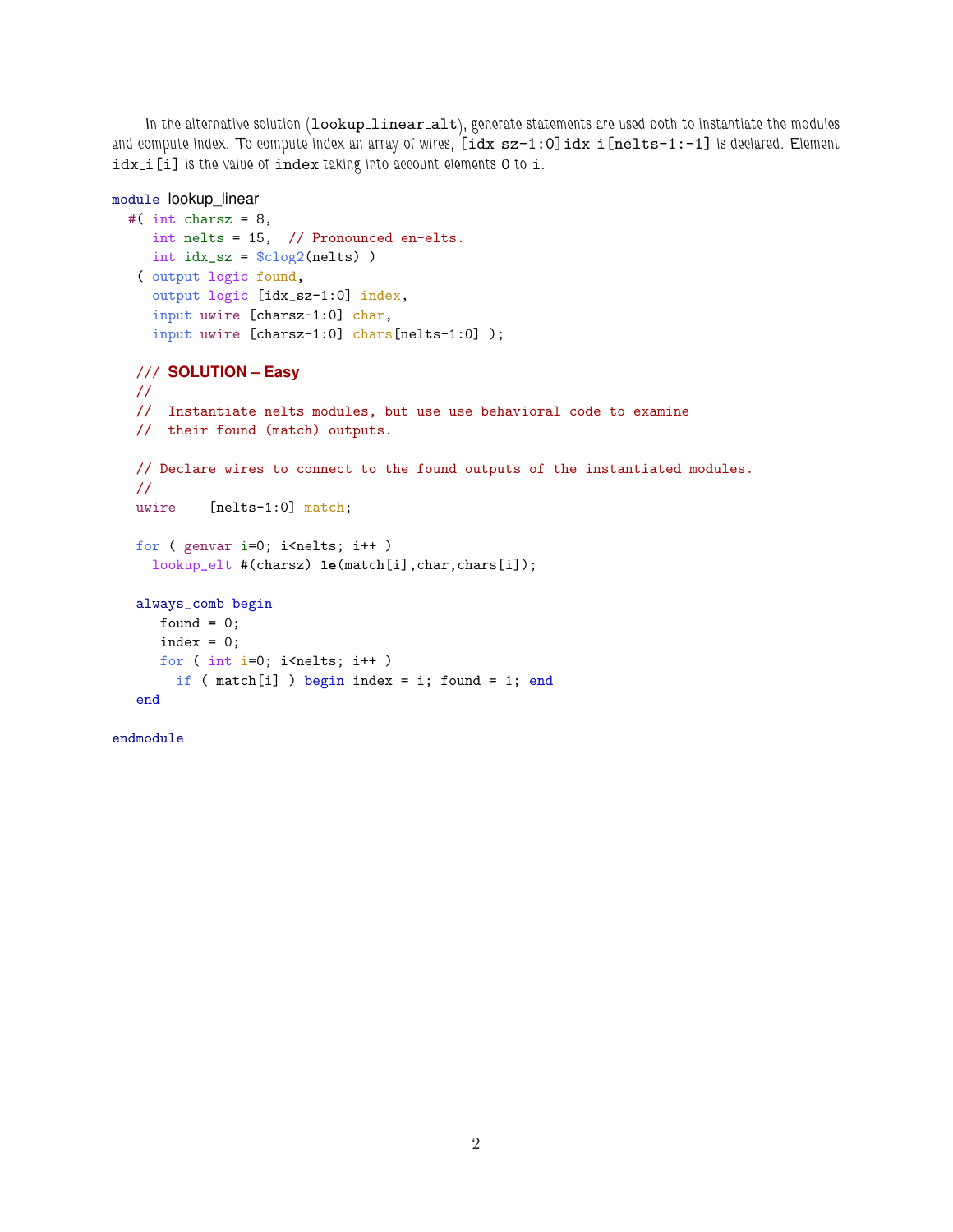In the alternative solution (`lookup_linear_alt`), generate statements are used both to instantiate the modules and compute index. To compute index an array of wires, `[idx_sz-1:0]idx_i[nelts-1:-1]` is declared. Element `idx_i[i]` is the value of `index` taking into account elements 0 to `i`.

```
module lookup_linear
  #( int charsz = 8,
     int nelts = 15,  // Pronounced en-elts.
     int idx_sz = $clog2(nelts) )
   ( output logic found,
     output logic [idx_sz-1:0] index,
     input uwire [charsz-1:0] char,
     input uwire [charsz-1:0] chars[nelts-1:0] );

   /// SOLUTION -- Easy
   //
   //  Instantiate nelts modules, but use use behavioral code to examine
   //  their found (match) outputs.

   // Declare wires to connect to the found outputs of the instantiated modules.
   //
   uwire    [nelts-1:0] match;

   for ( genvar i=0; i<nelts; i++ )
     lookup_elt #(charsz) le(match[i],char,chars[i]);

   always_comb begin
      found = 0;
      index = 0;
      for ( int i=0; i<nelts; i++ )
        if ( match[i] ) begin index = i; found = 1; end
   end

endmodule
```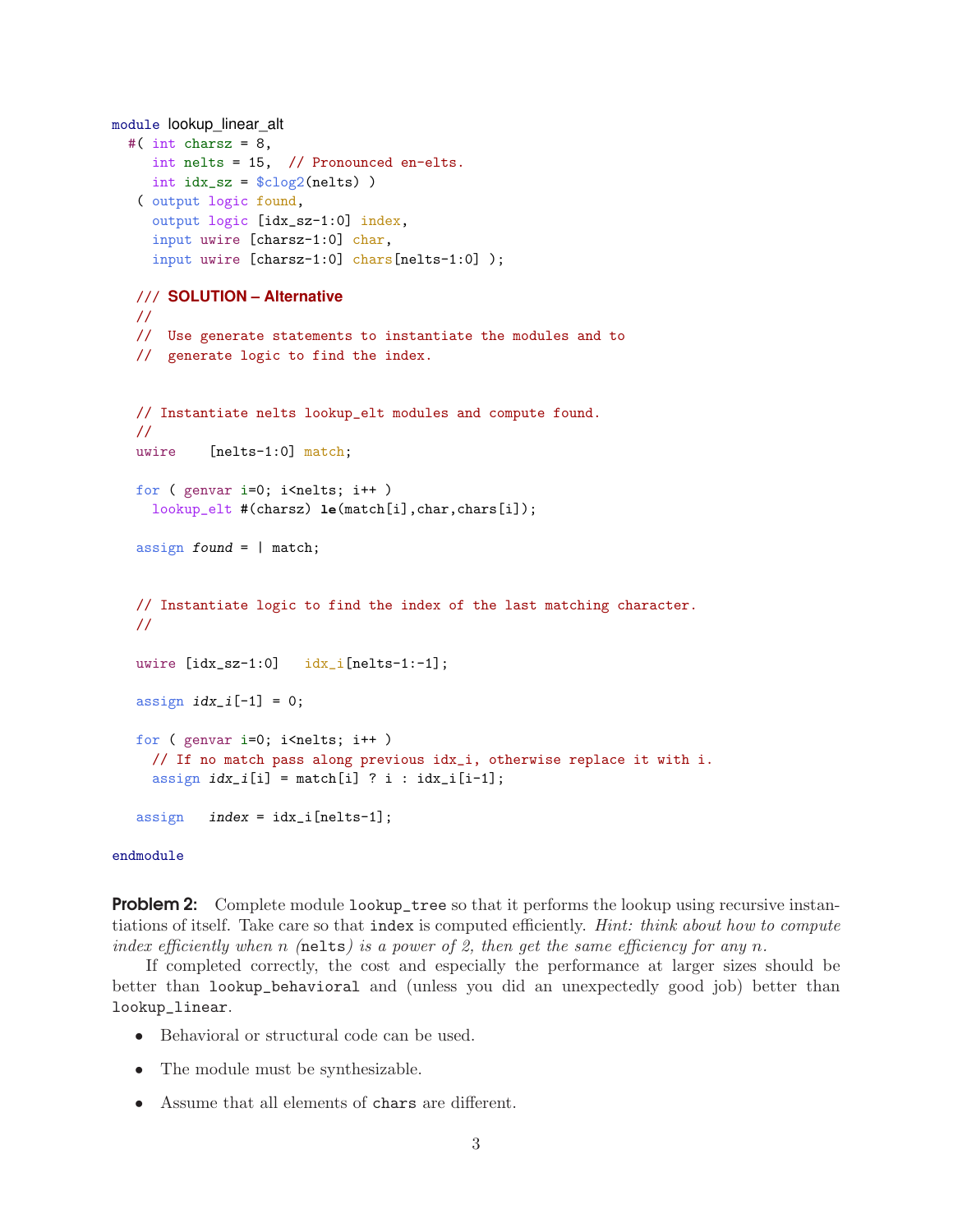```
module lookup_linear_alt
  #( int charsz = 8,
     int nelts = 15,  // Pronounced en-elts.
     int idx_sz = $clog2(nelts) )
   ( output logic found,
     output logic [idx_sz-1:0] index,
     input uwire [charsz-1:0] char,
     input uwire [charsz-1:0] chars[nelts-1:0] );

   /// SOLUTION -- Alternative
   //
   //  Use generate statements to instantiate the modules and to
   //  generate logic to find the index.


   // Instantiate nelts lookup_elt modules and compute found.
   //
   uwire    [nelts-1:0] match;

   for ( genvar i=0; i<nelts; i++ )
     lookup_elt #(charsz) le(match[i],char,chars[i]);

   assign found = | match;


   // Instantiate logic to find the index of the last matching character.
   //

   uwire [idx_sz-1:0]   idx_i[nelts-1:-1];

   assign idx_i[-1] = 0;

   for ( genvar i=0; i<nelts; i++ )
     // If no match pass along previous idx_i, otherwise replace it with i.
     assign idx_i[i] = match[i] ? i : idx_i[i-1];

   assign   index = idx_i[nelts-1];

endmodule
```

**Problem 2:** Complete module `lookup_tree` so that it performs the lookup using recursive instantiations of itself. Take care so that `index` is computed efficiently. *Hint: think about how to compute index efficiently when $n$ (*`nelts`*) is a power of 2, then get the same efficiency for any $n$.*

If completed correctly, the cost and especially the performance at larger sizes should be better than `lookup_behavioral` and (unless you did an unexpectedly good job) better than `lookup_linear`.

- Behavioral or structural code can be used.
- The module must be synthesizable.
- Assume that all elements of `chars` are different.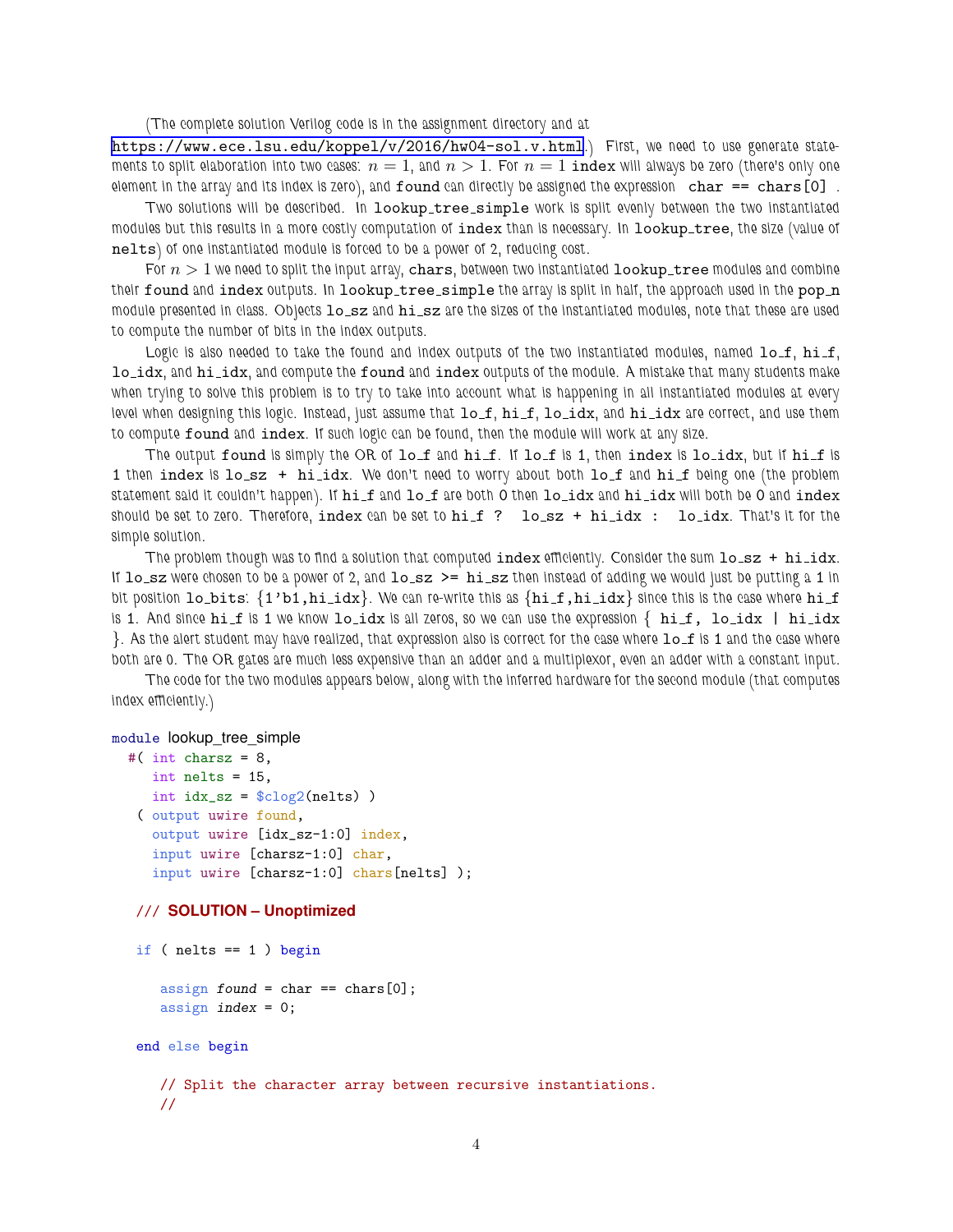(The complete solution Verilog code is in the assignment directory and at https://www.ece.lsu.edu/koppel/v/2016/hw04-sol.v.html.) First, we need to use generate statements to split elaboration into two cases: $n = 1$, and $n > 1$. For $n = 1$ `index` will always be zero (there's only one element in the array and its index is zero), and `found` can directly be assigned the expression `char == chars[0]` .

Two solutions will be described. In `lookup_tree_simple` work is split evenly between the two instantiated modules but this results in a more costly computation of `index` than is necessary. In `lookup_tree`, the size (value of `nelts`) of one instantiated module is forced to be a power of 2, reducing cost.

For $n > 1$ we need to split the input array, `chars`, between two instantiated `lookup_tree` modules and combine their `found` and `index` outputs. In `lookup_tree_simple` the array is split in half, the approach used in the `pop_n` module presented in class. Objects `lo_sz` and `hi_sz` are the sizes of the instantiated modules, note that these are used to compute the number of bits in the index outputs.

Logic is also needed to take the found and index outputs of the two instantiated modules, named `lo_f`, `hi_f`, `lo_idx`, and `hi_idx`, and compute the `found` and `index` outputs of the module. A mistake that many students make when trying to solve this problem is to try to take into account what is happening in all instantiated modules at every level when designing this logic. Instead, just assume that `lo_f`, `hi_f`, `lo_idx`, and `hi_idx` are correct, and use them to compute `found` and `index`. If such logic can be found, then the module will work at any size.

The output `found` is simply the OR of `lo_f` and `hi_f`. If `lo_f` is 1, then `index` is `lo_idx`, but if `hi_f` is 1 then `index` is `lo_sz + hi_idx`. We don't need to worry about both `lo_f` and `hi_f` being one (the problem statement said it couldn't happen). If `hi_f` and `lo_f` are both 0 then `lo_idx` and `hi_idx` will both be 0 and `index` should be set to zero. Therefore, `index` can be set to `hi_f ? lo_sz + hi_idx : lo_idx`. That's it for the simple solution.

The problem though was to find a solution that computed `index` efficiently. Consider the sum `lo_sz + hi_idx`. If `lo_sz` were chosen to be a power of 2, and `lo_sz >= hi_sz` then instead of adding we would just be putting a 1 in bit position `lo_bits`: `{1'b1,hi_idx}`. We can re-write this as `{hi_f,hi_idx}` since this is the case where `hi_f` is 1. And since `hi_f` is 1 we know `lo_idx` is all zeros, so we can use the expression `{ hi_f, lo_idx | hi_idx }`. As the alert student may have realized, that expression also is correct for the case where `lo_f` is 1 and the case where both are 0. The OR gates are much less expensive than an adder and a multiplexor, even an adder with a constant input.

The code for the two modules appears below, along with the inferred hardware for the second module (that computes index efficiently.)

```
module lookup_tree_simple
  #( int charsz = 8,
     int nelts = 15,
     int idx_sz = $clog2(nelts) )
   ( output uwire found,
     output uwire [idx_sz-1:0] index,
     input uwire [charsz-1:0] char,
     input uwire [charsz-1:0] chars[nelts] );

   /// SOLUTION -- Unoptimized

   if ( nelts == 1 ) begin

      assign found = char == chars[0];
      assign index = 0;

   end else begin

      // Split the character array between recursive instantiations.
      //
```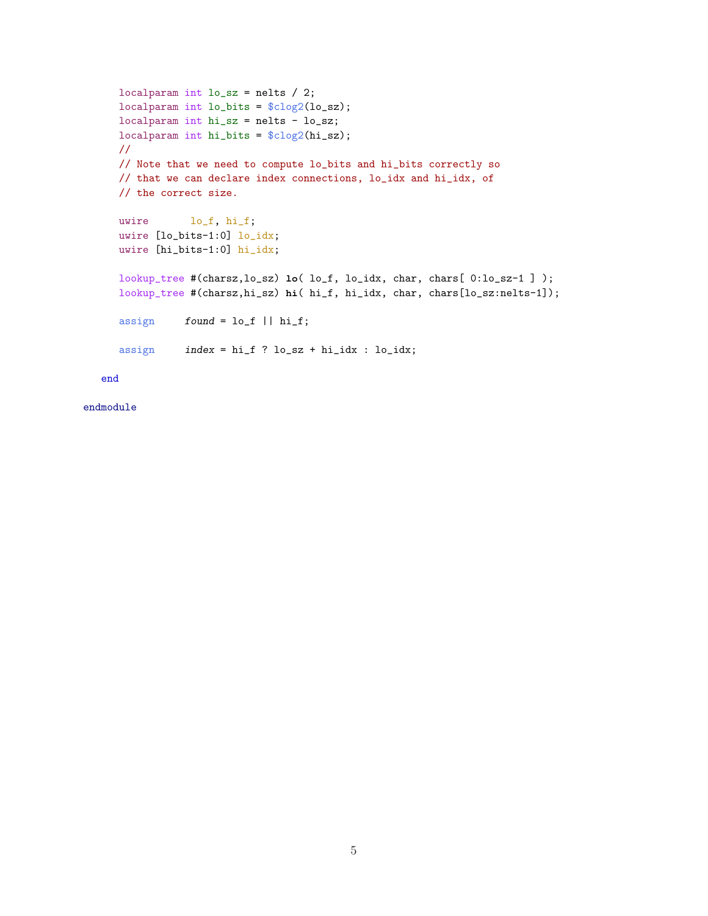```
      localparam int lo_sz = nelts / 2;
      localparam int lo_bits = $clog2(lo_sz);
      localparam int hi_sz = nelts - lo_sz;
      localparam int hi_bits = $clog2(hi_sz);
      //
      // Note that we need to compute lo_bits and hi_bits correctly so
      // that we can declare index connections, lo_idx and hi_idx, of
      // the correct size.

      uwire       lo_f, hi_f;
      uwire [lo_bits-1:0] lo_idx;
      uwire [hi_bits-1:0] hi_idx;

      lookup_tree #(charsz,lo_sz) lo( lo_f, lo_idx, char, chars[ 0:lo_sz-1 ] );
      lookup_tree #(charsz,hi_sz) hi( hi_f, hi_idx, char, chars[lo_sz:nelts-1]);

      assign     found = lo_f || hi_f;

      assign     index = hi_f ? lo_sz + hi_idx : lo_idx;

   end

endmodule
```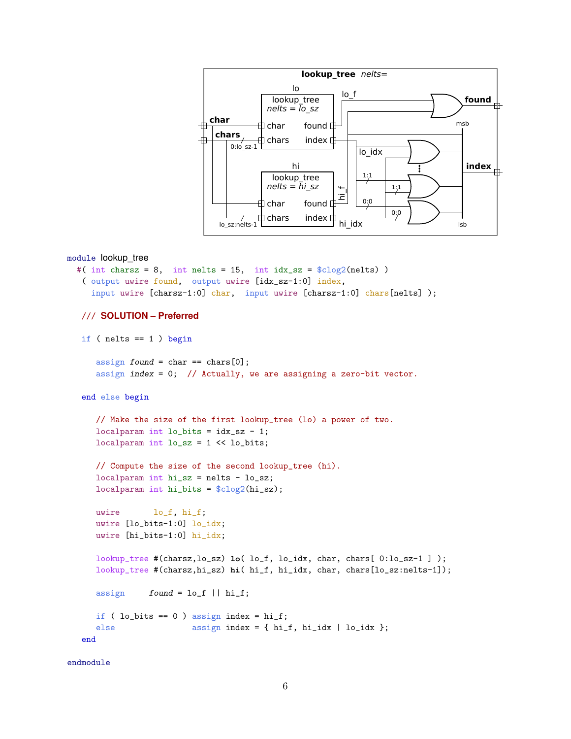```
module lookup_tree
  #( int charsz = 8,  int nelts = 15,  int idx_sz = $clog2(nelts) )
  ( output uwire found,  output uwire [idx_sz-1:0] index,
    input uwire [charsz-1:0] char,  input uwire [charsz-1:0] chars[nelts] );

  /// SOLUTION -- Preferred

  if ( nelts == 1 ) begin

     assign found = char == chars[0];
     assign index = 0;  // Actually, we are assigning a zero-bit vector.

  end else begin

     // Make the size of the first lookup_tree (lo) a power of two.
     localparam int lo_bits = idx_sz - 1;
     localparam int lo_sz = 1 << lo_bits;

     // Compute the size of the second lookup_tree (hi).
     localparam int hi_sz = nelts - lo_sz;
     localparam int hi_bits = $clog2(hi_sz);

     uwire       lo_f, hi_f;
     uwire [lo_bits-1:0] lo_idx;
     uwire [hi_bits-1:0] hi_idx;

     lookup_tree #(charsz,lo_sz) lo( lo_f, lo_idx, char, chars[ 0:lo_sz-1 ] );
     lookup_tree #(charsz,hi_sz) hi( hi_f, hi_idx, char, chars[lo_sz:nelts-1]);

     assign     found = lo_f || hi_f;

     if ( lo_bits == 0 ) assign index = hi_f;
     else                assign index = { hi_f, hi_idx | lo_idx };
  end

endmodule
```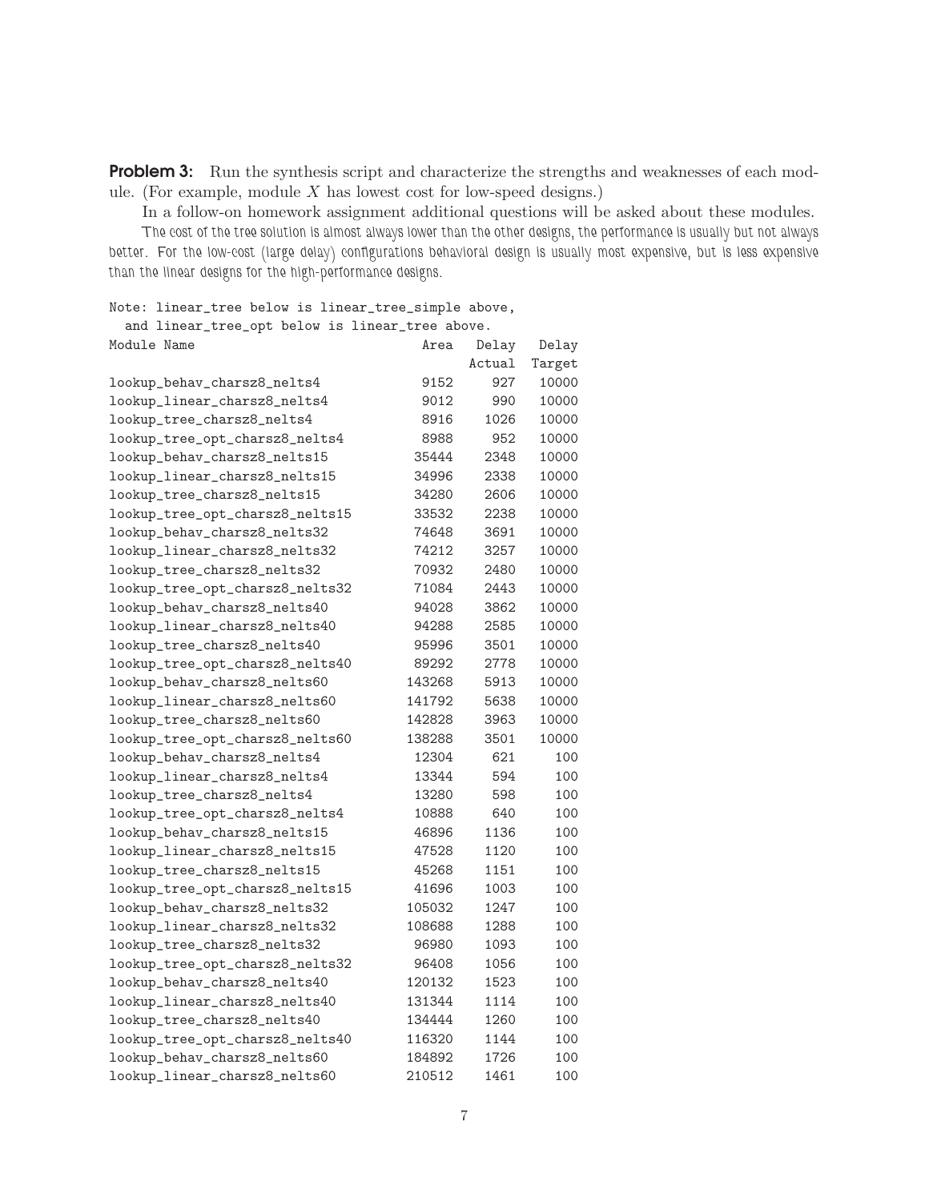**Problem 3:** Run the synthesis script and characterize the strengths and weaknesses of each module. (For example, module $X$ has lowest cost for low-speed designs.)

In a follow-on homework assignment additional questions will be asked about these modules.

*The cost of the tree solution is almost always lower than the other designs, the performance is usually but not always better. For the low-cost (large delay) configurations behavioral design is usually most expensive, but is less expensive than the linear designs for the high-performance designs.*

```
Note: linear_tree below is linear_tree_simple above,
  and linear_tree_opt below is linear_tree above.
Module Name                          Area   Delay   Delay
                                            Actual  Target
lookup_behav_charsz8_nelts4          9152    927   10000
lookup_linear_charsz8_nelts4         9012    990   10000
lookup_tree_charsz8_nelts4           8916   1026   10000
lookup_tree_opt_charsz8_nelts4       8988    952   10000
lookup_behav_charsz8_nelts15        35444   2348   10000
lookup_linear_charsz8_nelts15       34996   2338   10000
lookup_tree_charsz8_nelts15         34280   2606   10000
lookup_tree_opt_charsz8_nelts15     33532   2238   10000
lookup_behav_charsz8_nelts32        74648   3691   10000
lookup_linear_charsz8_nelts32       74212   3257   10000
lookup_tree_charsz8_nelts32         70932   2480   10000
lookup_tree_opt_charsz8_nelts32     71084   2443   10000
lookup_behav_charsz8_nelts40        94028   3862   10000
lookup_linear_charsz8_nelts40       94288   2585   10000
lookup_tree_charsz8_nelts40         95996   3501   10000
lookup_tree_opt_charsz8_nelts40     89292   2778   10000
lookup_behav_charsz8_nelts60       143268   5913   10000
lookup_linear_charsz8_nelts60      141792   5638   10000
lookup_tree_charsz8_nelts60        142828   3963   10000
lookup_tree_opt_charsz8_nelts60    138288   3501   10000
lookup_behav_charsz8_nelts4         12304    621     100
lookup_linear_charsz8_nelts4        13344    594     100
lookup_tree_charsz8_nelts4          13280    598     100
lookup_tree_opt_charsz8_nelts4      10888    640     100
lookup_behav_charsz8_nelts15        46896   1136     100
lookup_linear_charsz8_nelts15       47528   1120     100
lookup_tree_charsz8_nelts15         45268   1151     100
lookup_tree_opt_charsz8_nelts15     41696   1003     100
lookup_behav_charsz8_nelts32       105032   1247     100
lookup_linear_charsz8_nelts32      108688   1288     100
lookup_tree_charsz8_nelts32         96980   1093     100
lookup_tree_opt_charsz8_nelts32     96408   1056     100
lookup_behav_charsz8_nelts40       120132   1523     100
lookup_linear_charsz8_nelts40      131344   1114     100
lookup_tree_charsz8_nelts40        134444   1260     100
lookup_tree_opt_charsz8_nelts40    116320   1144     100
lookup_behav_charsz8_nelts60       184892   1726     100
lookup_linear_charsz8_nelts60      210512   1461     100
```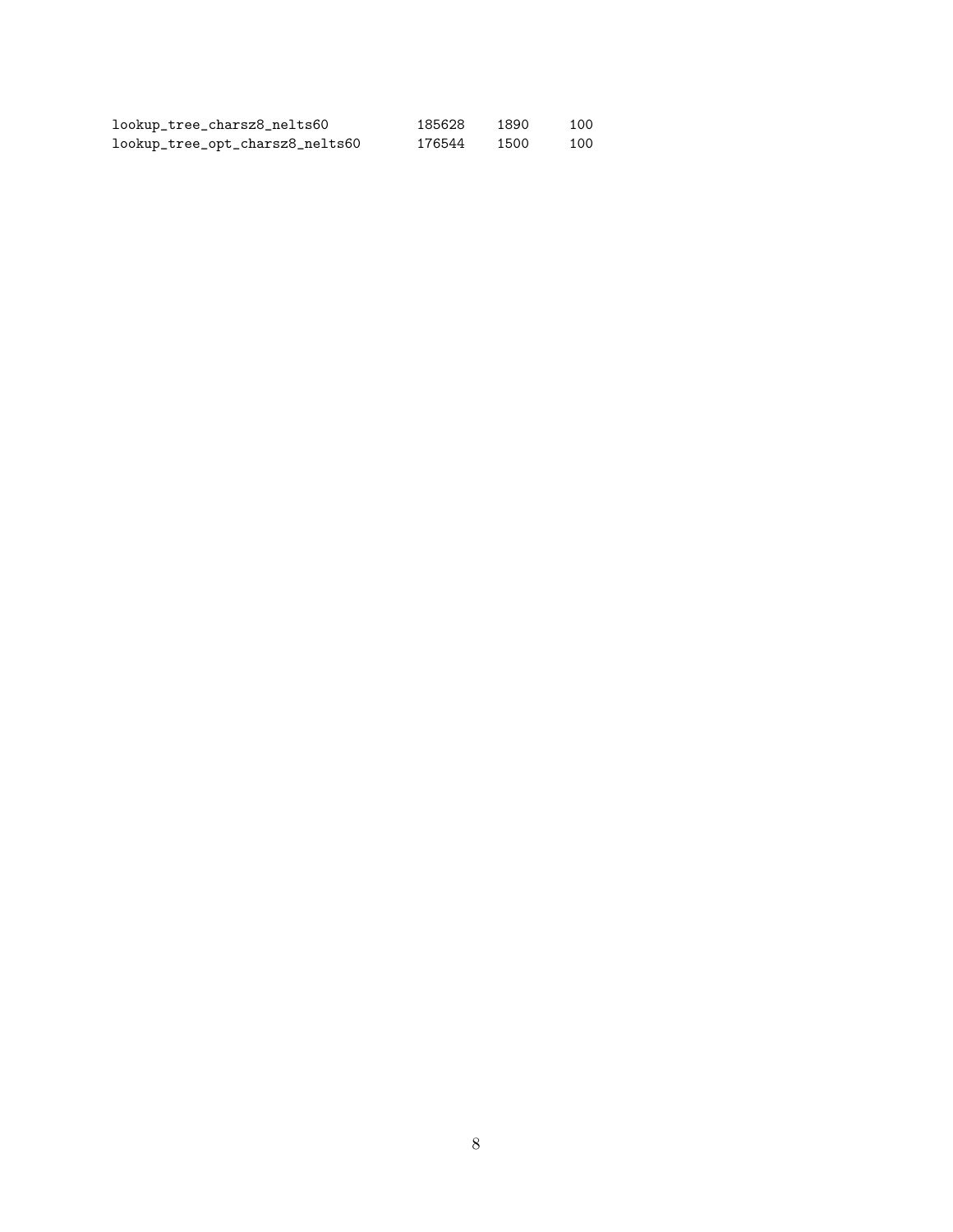| | | | |
|---|---|---|---|
| lookup_tree_charsz8_nelts60 | 185628 | 1890 | 100 |
| lookup_tree_opt_charsz8_nelts60 | 176544 | 1500 | 100 |